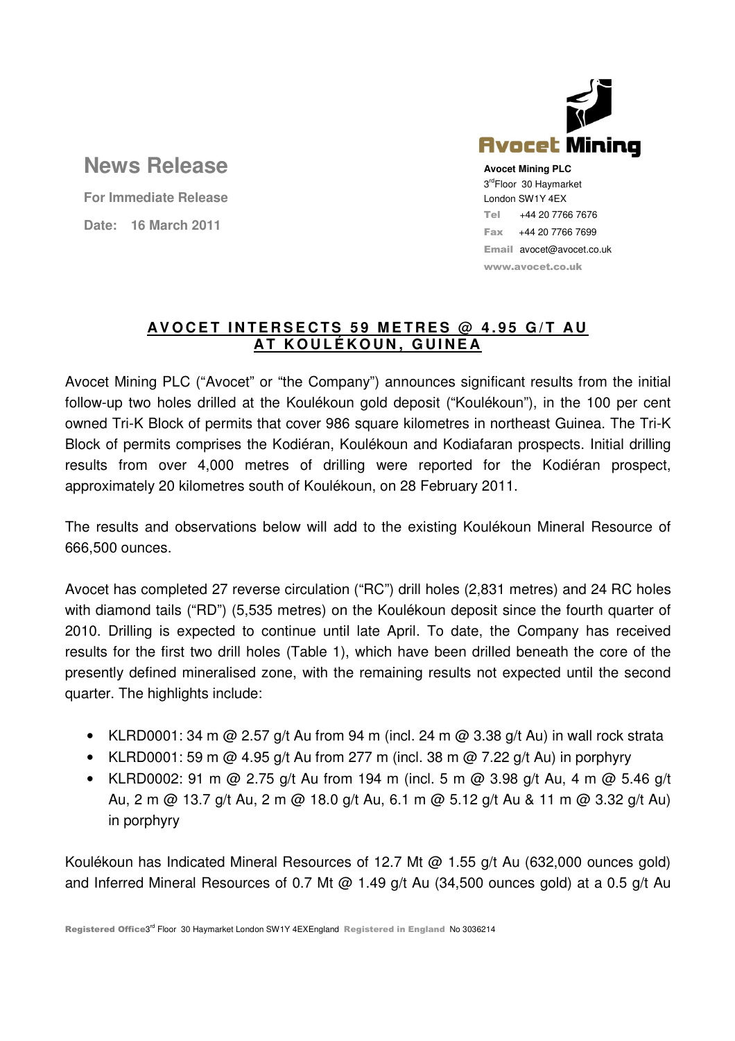# News Release

**For Immediate Release**

**Date: 16 March 2011**

**Avocet Mining PLC**
3rd Floor 30 Haymarket
London SW1Y 4EX
Tel +44 20 7766 7676
Fax +44 20 7766 7699
Email avocet@avocet.co.uk
www.avocet.co.uk

## AVOCET INTERSECTS 59 METRES @ 4.95 G/T AU AT KOULÉKOUN, GUINEA

Avocet Mining PLC ("Avocet" or "the Company") announces significant results from the initial follow-up two holes drilled at the Koulékoun gold deposit ("Koulékoun"), in the 100 per cent owned Tri-K Block of permits that cover 986 square kilometres in northeast Guinea. The Tri-K Block of permits comprises the Kodiéran, Koulékoun and Kodiafaran prospects. Initial drilling results from over 4,000 metres of drilling were reported for the Kodiéran prospect, approximately 20 kilometres south of Koulékoun, on 28 February 2011.

The results and observations below will add to the existing Koulékoun Mineral Resource of 666,500 ounces.

Avocet has completed 27 reverse circulation ("RC") drill holes (2,831 metres) and 24 RC holes with diamond tails ("RD") (5,535 metres) on the Koulékoun deposit since the fourth quarter of 2010. Drilling is expected to continue until late April. To date, the Company has received results for the first two drill holes (Table 1), which have been drilled beneath the core of the presently defined mineralised zone, with the remaining results not expected until the second quarter. The highlights include:

- KLRD0001: 34 m @ 2.57 g/t Au from 94 m (incl. 24 m @ 3.38 g/t Au) in wall rock strata
- KLRD0001: 59 m @ 4.95 g/t Au from 277 m (incl. 38 m @ 7.22 g/t Au) in porphyry
- KLRD0002: 91 m @ 2.75 g/t Au from 194 m (incl. 5 m @ 3.98 g/t Au, 4 m @ 5.46 g/t Au, 2 m @ 13.7 g/t Au, 2 m @ 18.0 g/t Au, 6.1 m @ 5.12 g/t Au & 11 m @ 3.32 g/t Au) in porphyry

Koulékoun has Indicated Mineral Resources of 12.7 Mt @ 1.55 g/t Au (632,000 ounces gold) and Inferred Mineral Resources of 0.7 Mt @ 1.49 g/t Au (34,500 ounces gold) at a 0.5 g/t Au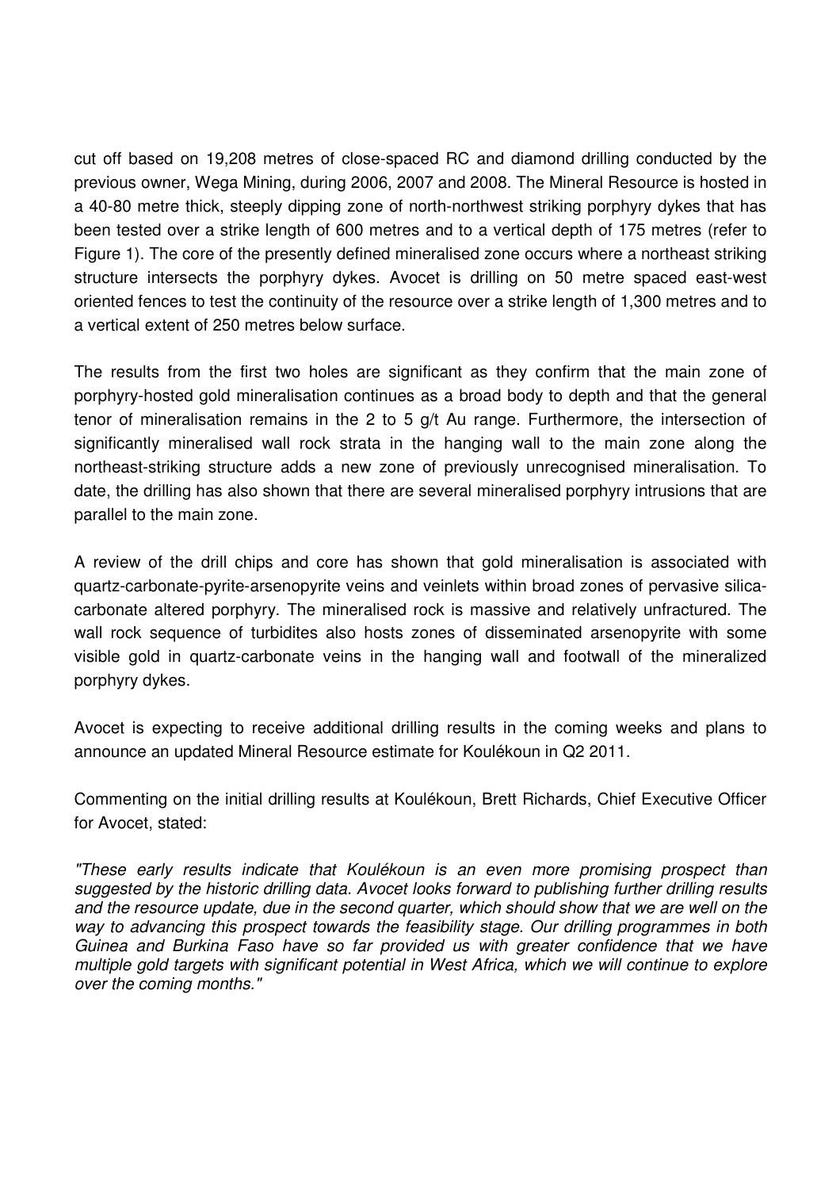cut off based on 19,208 metres of close-spaced RC and diamond drilling conducted by the previous owner, Wega Mining, during 2006, 2007 and 2008. The Mineral Resource is hosted in a 40-80 metre thick, steeply dipping zone of north-northwest striking porphyry dykes that has been tested over a strike length of 600 metres and to a vertical depth of 175 metres (refer to Figure 1). The core of the presently defined mineralised zone occurs where a northeast striking structure intersects the porphyry dykes. Avocet is drilling on 50 metre spaced east-west oriented fences to test the continuity of the resource over a strike length of 1,300 metres and to a vertical extent of 250 metres below surface.

The results from the first two holes are significant as they confirm that the main zone of porphyry-hosted gold mineralisation continues as a broad body to depth and that the general tenor of mineralisation remains in the 2 to 5 g/t Au range. Furthermore, the intersection of significantly mineralised wall rock strata in the hanging wall to the main zone along the northeast-striking structure adds a new zone of previously unrecognised mineralisation. To date, the drilling has also shown that there are several mineralised porphyry intrusions that are parallel to the main zone.

A review of the drill chips and core has shown that gold mineralisation is associated with quartz-carbonate-pyrite-arsenopyrite veins and veinlets within broad zones of pervasive silica-carbonate altered porphyry. The mineralised rock is massive and relatively unfractured. The wall rock sequence of turbidites also hosts zones of disseminated arsenopyrite with some visible gold in quartz-carbonate veins in the hanging wall and footwall of the mineralized porphyry dykes.

Avocet is expecting to receive additional drilling results in the coming weeks and plans to announce an updated Mineral Resource estimate for Koulékoun in Q2 2011.

Commenting on the initial drilling results at Koulékoun, Brett Richards, Chief Executive Officer for Avocet, stated:

*"These early results indicate that Koulékoun is an even more promising prospect than suggested by the historic drilling data. Avocet looks forward to publishing further drilling results and the resource update, due in the second quarter, which should show that we are well on the way to advancing this prospect towards the feasibility stage. Our drilling programmes in both Guinea and Burkina Faso have so far provided us with greater confidence that we have multiple gold targets with significant potential in West Africa, which we will continue to explore over the coming months."*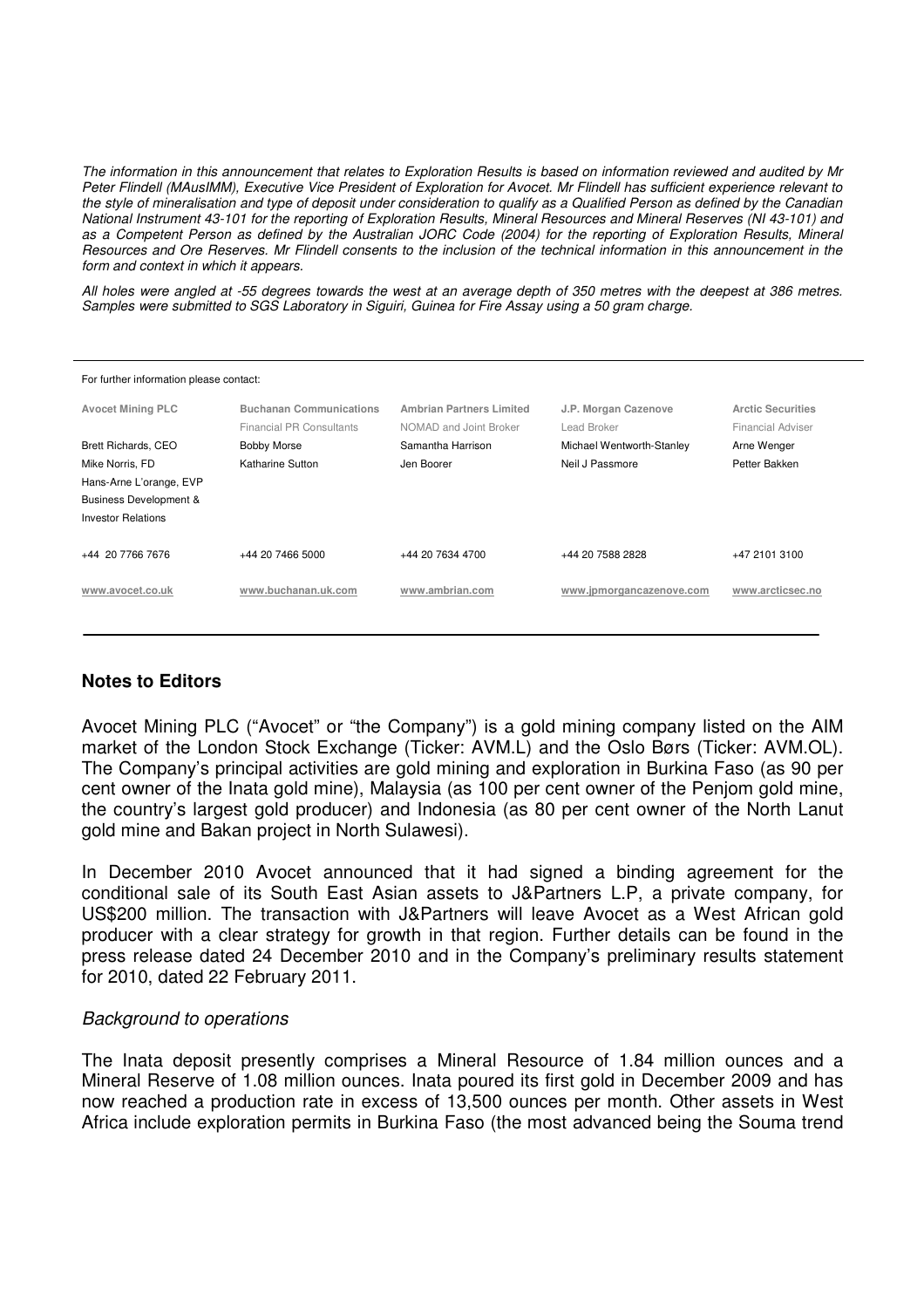*The information in this announcement that relates to Exploration Results is based on information reviewed and audited by Mr Peter Flindell (MAusIMM), Executive Vice President of Exploration for Avocet. Mr Flindell has sufficient experience relevant to the style of mineralisation and type of deposit under consideration to qualify as a Qualified Person as defined by the Canadian National Instrument 43-101 for the reporting of Exploration Results, Mineral Resources and Mineral Reserves (NI 43-101) and as a Competent Person as defined by the Australian JORC Code (2004) for the reporting of Exploration Results, Mineral Resources and Ore Reserves. Mr Flindell consents to the inclusion of the technical information in this announcement in the form and context in which it appears.*

*All holes were angled at -55 degrees towards the west at an average depth of 350 metres with the deepest at 386 metres. Samples were submitted to SGS Laboratory in Siguiri, Guinea for Fire Assay using a 50 gram charge.*

For further information please contact:

| **Avocet Mining PLC** | **Buchanan Communications** | **Ambrian Partners Limited** | **J.P. Morgan Cazenove** | **Arctic Securities** |
|---|---|---|---|---|
| | Financial PR Consultants | NOMAD and Joint Broker | Lead Broker | Financial Adviser |
| Brett Richards, CEO | Bobby Morse | Samantha Harrison | Michael Wentworth-Stanley | Arne Wenger |
| Mike Norris, FD | Katharine Sutton | Jen Boorer | Neil J Passmore | Petter Bakken |
| Hans-Arne L'orange, EVP Business Development & Investor Relations | | | | |
| +44 20 7766 7676 | +44 20 7466 5000 | +44 20 7634 4700 | +44 20 7588 2828 | +47 2101 3100 |
| www.avocet.co.uk | www.buchanan.uk.com | www.ambrian.com | www.jpmorgancazenove.com | www.arcticsec.no |

## Notes to Editors

Avocet Mining PLC ("Avocet" or "the Company") is a gold mining company listed on the AIM market of the London Stock Exchange (Ticker: AVM.L) and the Oslo Børs (Ticker: AVM.OL). The Company's principal activities are gold mining and exploration in Burkina Faso (as 90 per cent owner of the Inata gold mine), Malaysia (as 100 per cent owner of the Penjom gold mine, the country's largest gold producer) and Indonesia (as 80 per cent owner of the North Lanut gold mine and Bakan project in North Sulawesi).

In December 2010 Avocet announced that it had signed a binding agreement for the conditional sale of its South East Asian assets to J&Partners L.P, a private company, for US$200 million. The transaction with J&Partners will leave Avocet as a West African gold producer with a clear strategy for growth in that region. Further details can be found in the press release dated 24 December 2010 and in the Company's preliminary results statement for 2010, dated 22 February 2011.

*Background to operations*

The Inata deposit presently comprises a Mineral Resource of 1.84 million ounces and a Mineral Reserve of 1.08 million ounces. Inata poured its first gold in December 2009 and has now reached a production rate in excess of 13,500 ounces per month. Other assets in West Africa include exploration permits in Burkina Faso (the most advanced being the Souma trend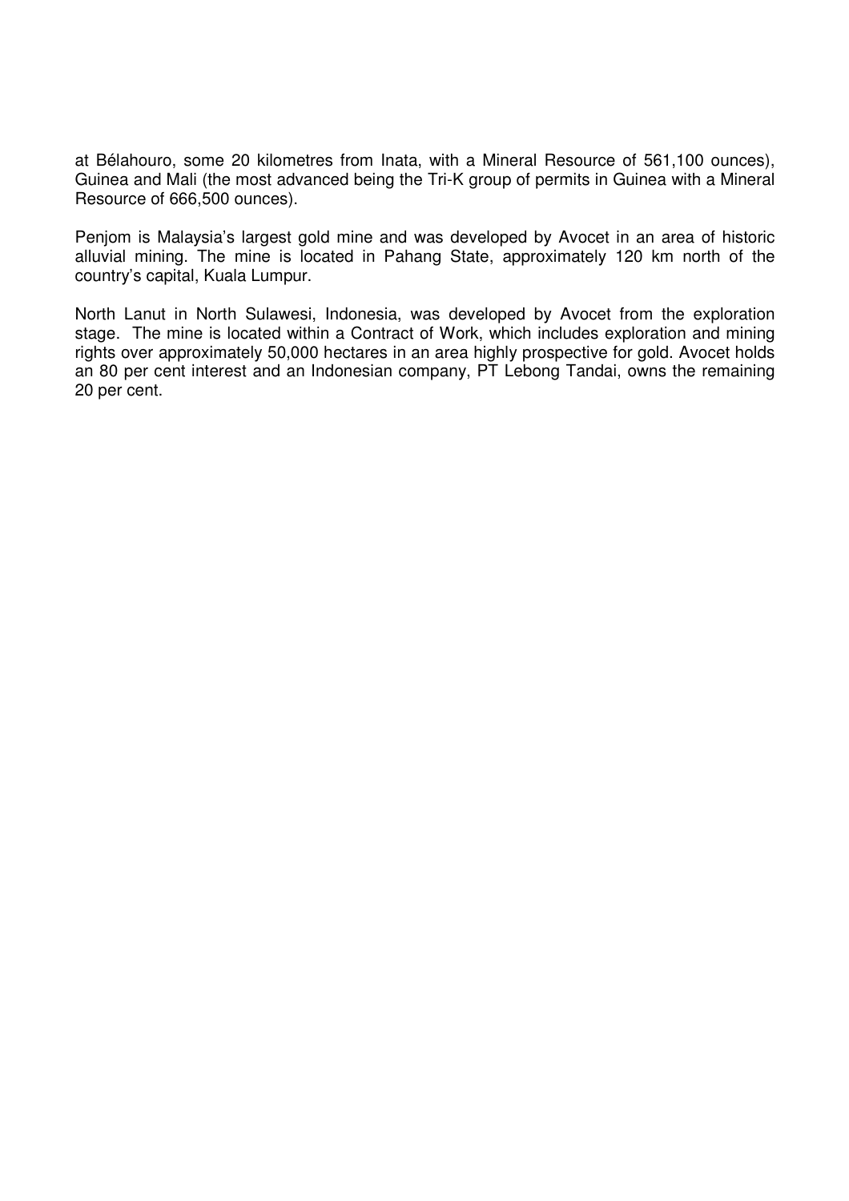at Bélahouro, some 20 kilometres from Inata, with a Mineral Resource of 561,100 ounces), Guinea and Mali (the most advanced being the Tri-K group of permits in Guinea with a Mineral Resource of 666,500 ounces).

Penjom is Malaysia's largest gold mine and was developed by Avocet in an area of historic alluvial mining. The mine is located in Pahang State, approximately 120 km north of the country's capital, Kuala Lumpur.

North Lanut in North Sulawesi, Indonesia, was developed by Avocet from the exploration stage. The mine is located within a Contract of Work, which includes exploration and mining rights over approximately 50,000 hectares in an area highly prospective for gold. Avocet holds an 80 per cent interest and an Indonesian company, PT Lebong Tandai, owns the remaining 20 per cent.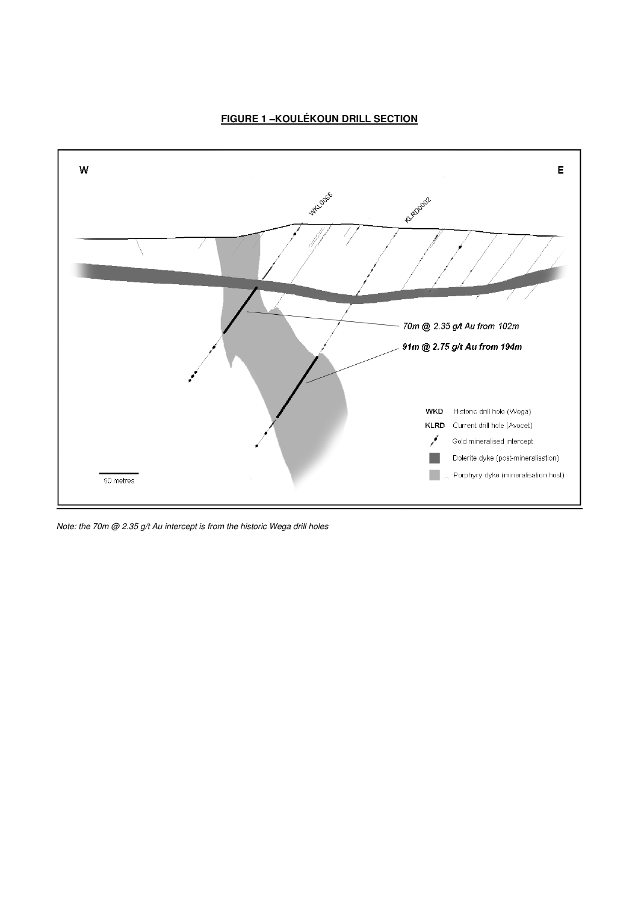**FIGURE 1 –KOULÉKOUN DRILL SECTION**

*Note: the 70m @ 2.35 g/t Au intercept is from the historic Wega drill holes*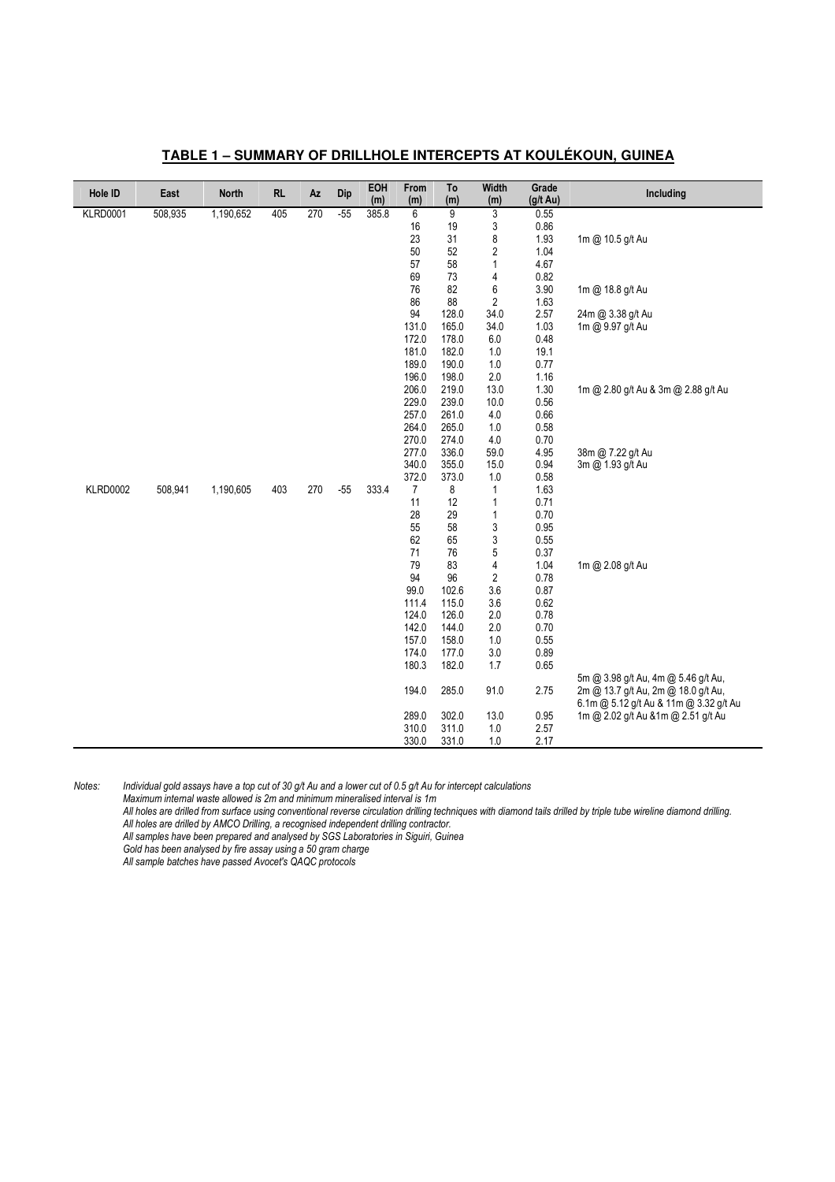## TABLE 1 – SUMMARY OF DRILLHOLE INTERCEPTS AT KOULÉKOUN, GUINEA

| Hole ID | East | North | RL | Az | Dip | EOH (m) | From (m) | To (m) | Width (m) | Grade (g/t Au) | Including |
|---|---|---|---|---|---|---|---|---|---|---|---|
| KLRD0001 | 508,935 | 1,190,652 | 405 | 270 | -55 | 385.8 | 6 | 9 | 3 | 0.55 | |
| | | | | | | | 16 | 19 | 3 | 0.86 | |
| | | | | | | | 23 | 31 | 8 | 1.93 | 1m @ 10.5 g/t Au |
| | | | | | | | 50 | 52 | 2 | 1.04 | |
| | | | | | | | 57 | 58 | 1 | 4.67 | |
| | | | | | | | 69 | 73 | 4 | 0.82 | |
| | | | | | | | 76 | 82 | 6 | 3.90 | 1m @ 18.8 g/t Au |
| | | | | | | | 86 | 88 | 2 | 1.63 | |
| | | | | | | | 94 | 128.0 | 34.0 | 2.57 | 24m @ 3.38 g/t Au |
| | | | | | | | 131.0 | 165.0 | 34.0 | 1.03 | 1m @ 9.97 g/t Au |
| | | | | | | | 172.0 | 178.0 | 6.0 | 0.48 | |
| | | | | | | | 181.0 | 182.0 | 1.0 | 19.1 | |
| | | | | | | | 189.0 | 190.0 | 1.0 | 0.77 | |
| | | | | | | | 196.0 | 198.0 | 2.0 | 1.16 | |
| | | | | | | | 206.0 | 219.0 | 13.0 | 1.30 | 1m @ 2.80 g/t Au & 3m @ 2.88 g/t Au |
| | | | | | | | 229.0 | 239.0 | 10.0 | 0.56 | |
| | | | | | | | 257.0 | 261.0 | 4.0 | 0.66 | |
| | | | | | | | 264.0 | 265.0 | 1.0 | 0.58 | |
| | | | | | | | 270.0 | 274.0 | 4.0 | 0.70 | |
| | | | | | | | 277.0 | 336.0 | 59.0 | 4.95 | 38m @ 7.22 g/t Au |
| | | | | | | | 340.0 | 355.0 | 15.0 | 0.94 | 3m @ 1.93 g/t Au |
| | | | | | | | 372.0 | 373.0 | 1.0 | 0.58 | |
| KLRD0002 | 508,941 | 1,190,605 | 403 | 270 | -55 | 333.4 | 7 | 8 | 1 | 1.63 | |
| | | | | | | | 11 | 12 | 1 | 0.71 | |
| | | | | | | | 28 | 29 | 1 | 0.70 | |
| | | | | | | | 55 | 58 | 3 | 0.95 | |
| | | | | | | | 62 | 65 | 3 | 0.55 | |
| | | | | | | | 71 | 76 | 5 | 0.37 | |
| | | | | | | | 79 | 83 | 4 | 1.04 | 1m @ 2.08 g/t Au |
| | | | | | | | 94 | 96 | 2 | 0.78 | |
| | | | | | | | 99.0 | 102.6 | 3.6 | 0.87 | |
| | | | | | | | 111.4 | 115.0 | 3.6 | 0.62 | |
| | | | | | | | 124.0 | 126.0 | 2.0 | 0.78 | |
| | | | | | | | 142.0 | 144.0 | 2.0 | 0.70 | |
| | | | | | | | 157.0 | 158.0 | 1.0 | 0.55 | |
| | | | | | | | 174.0 | 177.0 | 3.0 | 0.89 | |
| | | | | | | | 180.3 | 182.0 | 1.7 | 0.65 | |
| | | | | | | | 194.0 | 285.0 | 91.0 | 2.75 | 5m @ 3.98 g/t Au, 4m @ 5.46 g/t Au, 2m @ 13.7 g/t Au, 2m @ 18.0 g/t Au, 6.1m @ 5.12 g/t Au & 11m @ 3.32 g/t Au |
| | | | | | | | 289.0 | 302.0 | 13.0 | 0.95 | 1m @ 2.02 g/t Au &1m @ 2.51 g/t Au |
| | | | | | | | 310.0 | 311.0 | 1.0 | 2.57 | |
| | | | | | | | 330.0 | 331.0 | 1.0 | 2.17 | |

Notes: *Individual gold assays have a top cut of 30 g/t Au and a lower cut of 0.5 g/t Au for intercept calculations*
*Maximum internal waste allowed is 2m and minimum mineralised interval is 1m*
*All holes are drilled from surface using conventional reverse circulation drilling techniques with diamond tails drilled by triple tube wireline diamond drilling.*
*All holes are drilled by AMCO Drilling, a recognised independent drilling contractor.*
*All samples have been prepared and analysed by SGS Laboratories in Siguiri, Guinea*
*Gold has been analysed by fire assay using a 50 gram charge*
*All sample batches have passed Avocet's QAQC protocols*